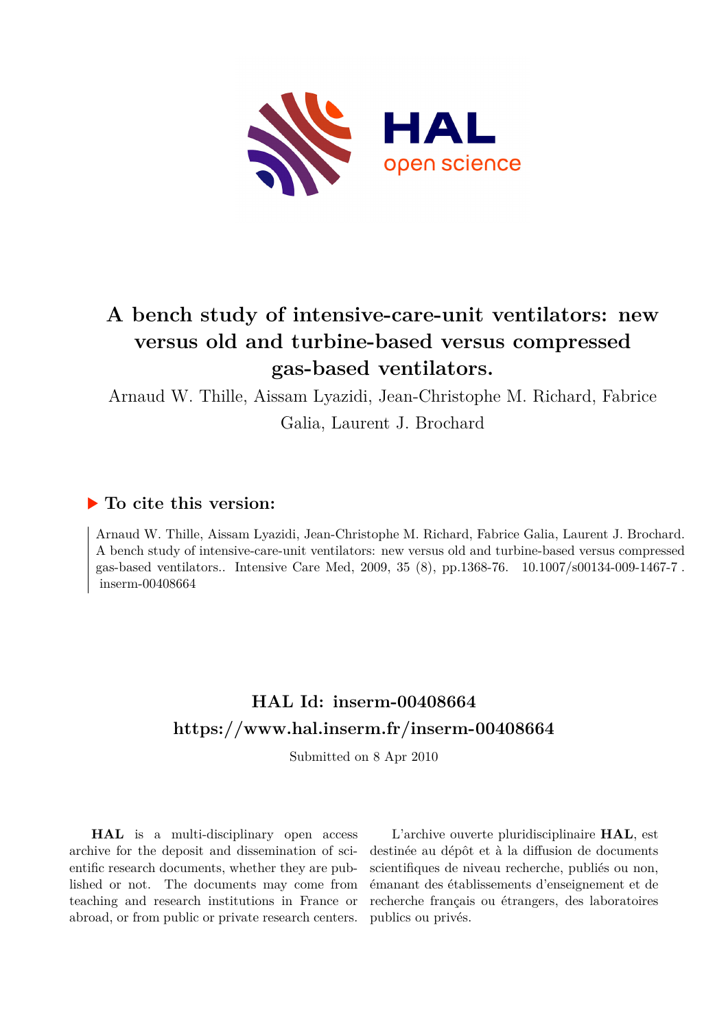# A bench study of intensive-care-unit ventilators: new versus old and turbine-based versus compressed gas-based ventilators.

Arnaud W. Thille, Aissam Lyazidi, Jean-Christophe M. Richard, Fabrice Galia, Laurent J. Brochard

## ▶ To cite this version:

Arnaud W. Thille, Aissam Lyazidi, Jean-Christophe M. Richard, Fabrice Galia, Laurent J. Brochard. A bench study of intensive-care-unit ventilators: new versus old and turbine-based versus compressed gas-based ventilators.. Intensive Care Med, 2009, 35 (8), pp.1368-76. 10.1007/s00134-009-1467-7 . inserm-00408664

## HAL Id: inserm-00408664

## https://www.hal.inserm.fr/inserm-00408664

Submitted on 8 Apr 2010

**HAL** is a multi-disciplinary open access archive for the deposit and dissemination of scientific research documents, whether they are published or not. The documents may come from teaching and research institutions in France or abroad, or from public or private research centers.

L'archive ouverte pluridisciplinaire **HAL**, est destinée au dépôt et à la diffusion de documents scientifiques de niveau recherche, publiés ou non, émanant des établissements d'enseignement et de recherche français ou étrangers, des laboratoires publics ou privés.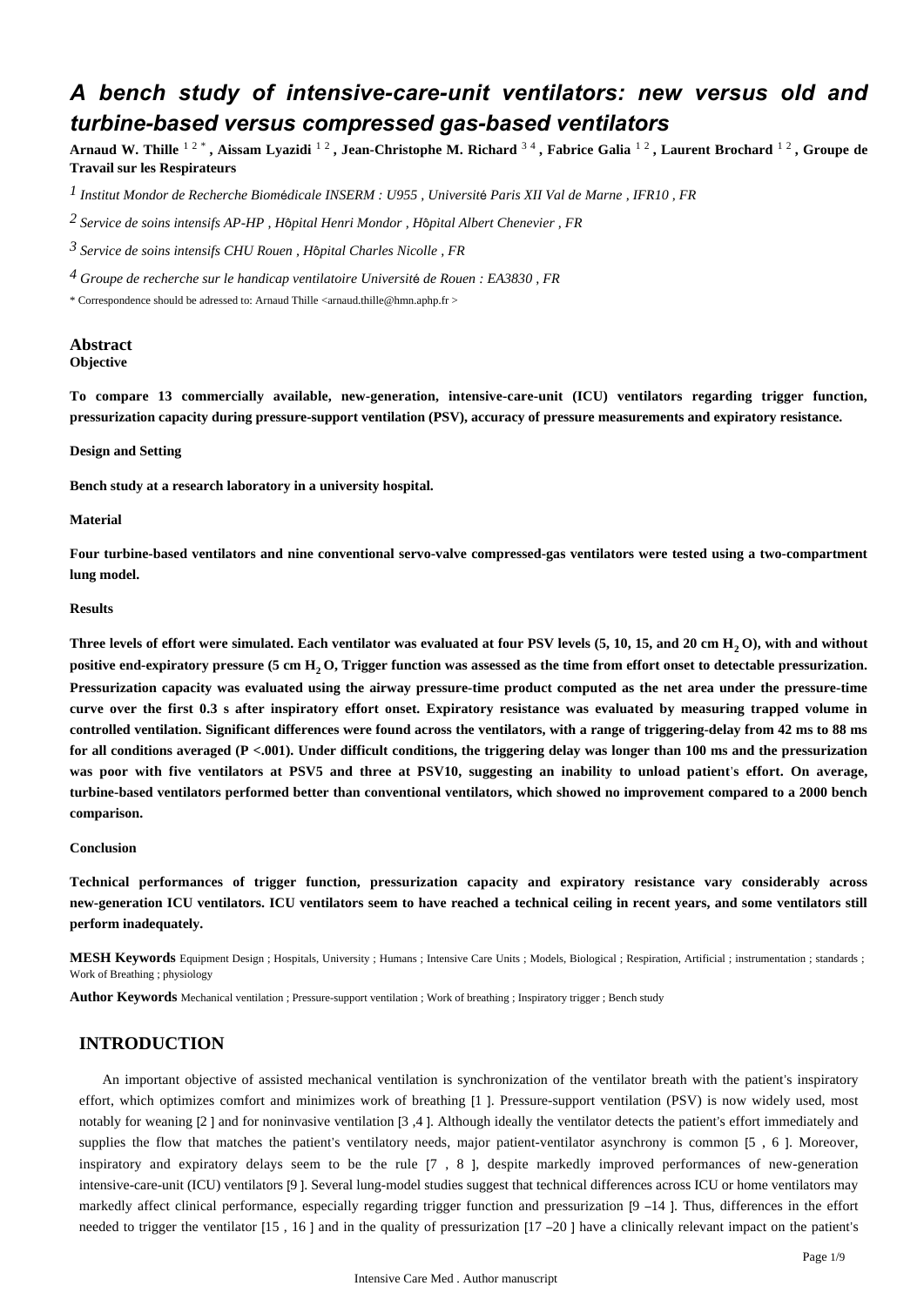# A bench study of intensive-care-unit ventilators: new versus old and turbine-based versus compressed gas-based ventilators

**Arnaud W. Thille** [1 2 *] **, Aissam Lyazidi** [1 2] **, Jean-Christophe M. Richard** [3 4] **, Fabrice Galia** [1 2] **, Laurent Brochard** [1 2] **, Groupe de Travail sur les Respirateurs**

[1] *Institut Mondor de Recherche Biomédicale INSERM : U955 , Université Paris XII Val de Marne , IFR10 , FR*

[2] *Service de soins intensifs AP-HP , Hôpital Henri Mondor , Hôpital Albert Chenevier , FR*

[3] *Service de soins intensifs CHU Rouen , Hôpital Charles Nicolle , FR*

[4] *Groupe de recherche sur le handicap ventilatoire Université de Rouen : EA3830 , FR*

* Correspondence should be adressed to: Arnaud Thille <arnaud.thille@hmn.aphp.fr >

## Abstract

**Objective**

**To compare 13 commercially available, new-generation, intensive-care-unit (ICU) ventilators regarding trigger function, pressurization capacity during pressure-support ventilation (PSV), accuracy of pressure measurements and expiratory resistance.**

**Design and Setting**

**Bench study at a research laboratory in a university hospital.**

**Material**

**Four turbine-based ventilators and nine conventional servo-valve compressed-gas ventilators were tested using a two-compartment lung model.**

**Results**

**Three levels of effort were simulated. Each ventilator was evaluated at four PSV levels (5, 10, 15, and 20 cm $H_2O$), with and without positive end-expiratory pressure (5 cm $H_2O$, Trigger function was assessed as the time from effort onset to detectable pressurization. Pressurization capacity was evaluated using the airway pressure-time product computed as the net area under the pressure-time curve over the first 0.3 s after inspiratory effort onset. Expiratory resistance was evaluated by measuring trapped volume in controlled ventilation. Significant differences were found across the ventilators, with a range of triggering-delay from 42 ms to 88 ms for all conditions averaged (P <.001). Under difficult conditions, the triggering delay was longer than 100 ms and the pressurization was poor with five ventilators at PSV5 and three at PSV10, suggesting an inability to unload patient's effort. On average, turbine-based ventilators performed better than conventional ventilators, which showed no improvement compared to a 2000 bench comparison.**

**Conclusion**

**Technical performances of trigger function, pressurization capacity and expiratory resistance vary considerably across new-generation ICU ventilators. ICU ventilators seem to have reached a technical ceiling in recent years, and some ventilators still perform inadequately.**

**MESH Keywords** Equipment Design ; Hospitals, University ; Humans ; Intensive Care Units ; Models, Biological ; Respiration, Artificial ; instrumentation ; standards ; Work of Breathing ; physiology

**Author Keywords** Mechanical ventilation ; Pressure-support ventilation ; Work of breathing ; Inspiratory trigger ; Bench study

## INTRODUCTION

An important objective of assisted mechanical ventilation is synchronization of the ventilator breath with the patient's inspiratory effort, which optimizes comfort and minimizes work of breathing [1 ]. Pressure-support ventilation (PSV) is now widely used, most notably for weaning [2 ] and for noninvasive ventilation [3 ,4 ]. Although ideally the ventilator detects the patient's effort immediately and supplies the flow that matches the patient's ventilatory needs, major patient-ventilator asynchrony is common [5 , 6 ]. Moreover, inspiratory and expiratory delays seem to be the rule [7 , 8 ], despite markedly improved performances of new-generation intensive-care-unit (ICU) ventilators [9 ]. Several lung-model studies suggest that technical differences across ICU or home ventilators may markedly affect clinical performance, especially regarding trigger function and pressurization [9 –14 ]. Thus, differences in the effort needed to trigger the ventilator [15 , 16 ] and in the quality of pressurization [17 –20 ] have a clinically relevant impact on the patient's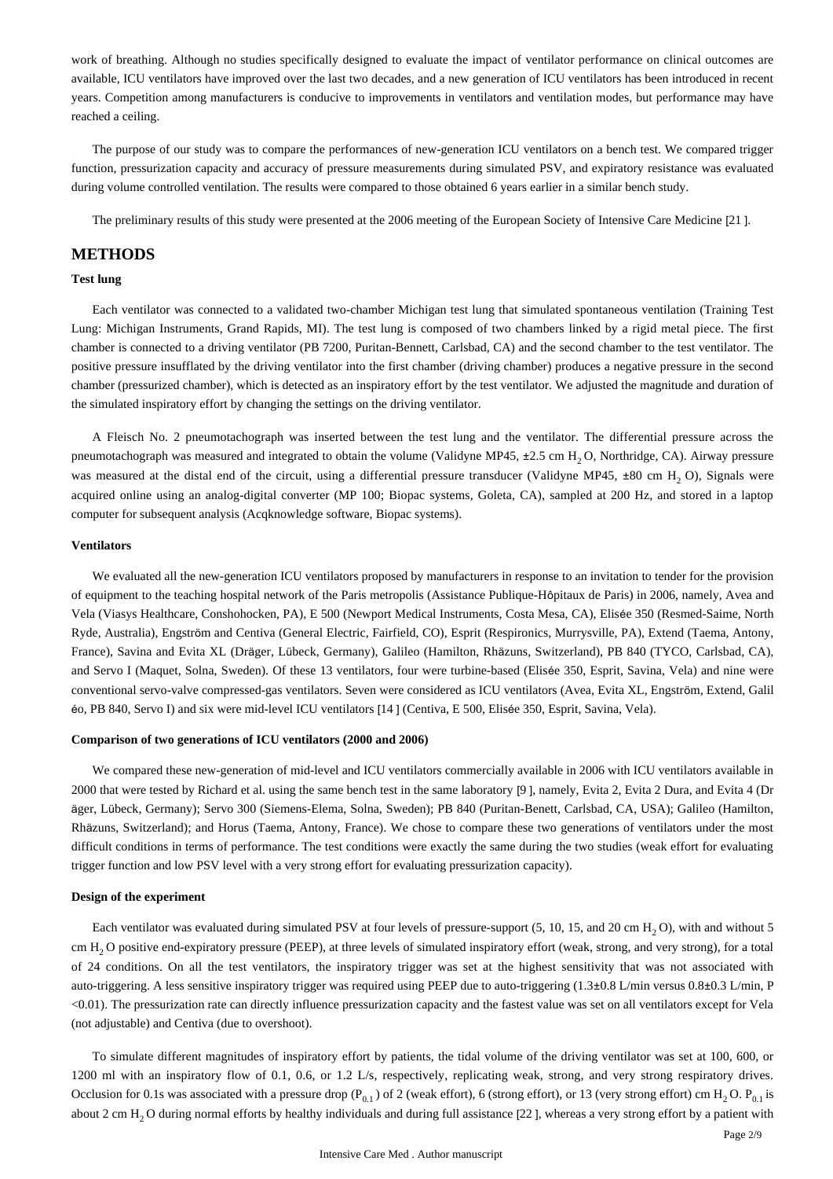work of breathing. Although no studies specifically designed to evaluate the impact of ventilator performance on clinical outcomes are available, ICU ventilators have improved over the last two decades, and a new generation of ICU ventilators has been introduced in recent years. Competition among manufacturers is conducive to improvements in ventilators and ventilation modes, but performance may have reached a ceiling.

The purpose of our study was to compare the performances of new-generation ICU ventilators on a bench test. We compared trigger function, pressurization capacity and accuracy of pressure measurements during simulated PSV, and expiratory resistance was evaluated during volume controlled ventilation. The results were compared to those obtained 6 years earlier in a similar bench study.

The preliminary results of this study were presented at the 2006 meeting of the European Society of Intensive Care Medicine [21 ].

## METHODS

### Test lung

Each ventilator was connected to a validated two-chamber Michigan test lung that simulated spontaneous ventilation (Training Test Lung: Michigan Instruments, Grand Rapids, MI). The test lung is composed of two chambers linked by a rigid metal piece. The first chamber is connected to a driving ventilator (PB 7200, Puritan-Bennett, Carlsbad, CA) and the second chamber to the test ventilator. The positive pressure insufflated by the driving ventilator into the first chamber (driving chamber) produces a negative pressure in the second chamber (pressurized chamber), which is detected as an inspiratory effort by the test ventilator. We adjusted the magnitude and duration of the simulated inspiratory effort by changing the settings on the driving ventilator.

A Fleisch No. 2 pneumotachograph was inserted between the test lung and the ventilator. The differential pressure across the pneumotachograph was measured and integrated to obtain the volume (Validyne MP45, ±2.5 cm $H_2O$, Northridge, CA). Airway pressure was measured at the distal end of the circuit, using a differential pressure transducer (Validyne MP45, ±80 cm $H_2O$), Signals were acquired online using an analog-digital converter (MP 100; Biopac systems, Goleta, CA), sampled at 200 Hz, and stored in a laptop computer for subsequent analysis (Acqknowledge software, Biopac systems).

### Ventilators

We evaluated all the new-generation ICU ventilators proposed by manufacturers in response to an invitation to tender for the provision of equipment to the teaching hospital network of the Paris metropolis (Assistance Publique-Hôpitaux de Paris) in 2006, namely, Avea and Vela (Viasys Healthcare, Conshohocken, PA), E 500 (Newport Medical Instruments, Costa Mesa, CA), Elisée 350 (Resmed-Saime, North Ryde, Australia), Engström and Centiva (General Electric, Fairfield, CO), Esprit (Respironics, Murrysville, PA), Extend (Taema, Antony, France), Savina and Evita XL (Dräger, Lübeck, Germany), Galileo (Hamilton, Rhäzuns, Switzerland), PB 840 (TYCO, Carlsbad, CA), and Servo I (Maquet, Solna, Sweden). Of these 13 ventilators, four were turbine-based (Elisée 350, Esprit, Savina, Vela) and nine were conventional servo-valve compressed-gas ventilators. Seven were considered as ICU ventilators (Avea, Evita XL, Engström, Extend, Galileo, PB 840, Servo I) and six were mid-level ICU ventilators [14 ] (Centiva, E 500, Elisée 350, Esprit, Savina, Vela).

### Comparison of two generations of ICU ventilators (2000 and 2006)

We compared these new-generation of mid-level and ICU ventilators commercially available in 2006 with ICU ventilators available in 2000 that were tested by Richard et al. using the same bench test in the same laboratory [9 ], namely, Evita 2, Evita 2 Dura, and Evita 4 (Dräger, Lübeck, Germany); Servo 300 (Siemens-Elema, Solna, Sweden); PB 840 (Puritan-Benett, Carlsbad, CA, USA); Galileo (Hamilton, Rhäzuns, Switzerland); and Horus (Taema, Antony, France). We chose to compare these two generations of ventilators under the most difficult conditions in terms of performance. The test conditions were exactly the same during the two studies (weak effort for evaluating trigger function and low PSV level with a very strong effort for evaluating pressurization capacity).

### Design of the experiment

Each ventilator was evaluated during simulated PSV at four levels of pressure-support (5, 10, 15, and 20 cm $H_2O$), with and without 5 cm $H_2O$ positive end-expiratory pressure (PEEP), at three levels of simulated inspiratory effort (weak, strong, and very strong), for a total of 24 conditions. On all the test ventilators, the inspiratory trigger was set at the highest sensitivity that was not associated with auto-triggering. A less sensitive inspiratory trigger was required using PEEP due to auto-triggering (1.3±0.8 L/min versus 0.8±0.3 L/min, $P<0.01$). The pressurization rate can directly influence pressurization capacity and the fastest value was set on all ventilators except for Vela (not adjustable) and Centiva (due to overshoot).

To simulate different magnitudes of inspiratory effort by patients, the tidal volume of the driving ventilator was set at 100, 600, or 1200 ml with an inspiratory flow of 0.1, 0.6, or 1.2 L/s, respectively, replicating weak, strong, and very strong respiratory drives. Occlusion for 0.1s was associated with a pressure drop ($P_{0.1}$) of 2 (weak effort), 6 (strong effort), or 13 (very strong effort) cm $H_2O$. $P_{0.1}$ is about 2 cm $H_2O$ during normal efforts by healthy individuals and during full assistance [22 ], whereas a very strong effort by a patient with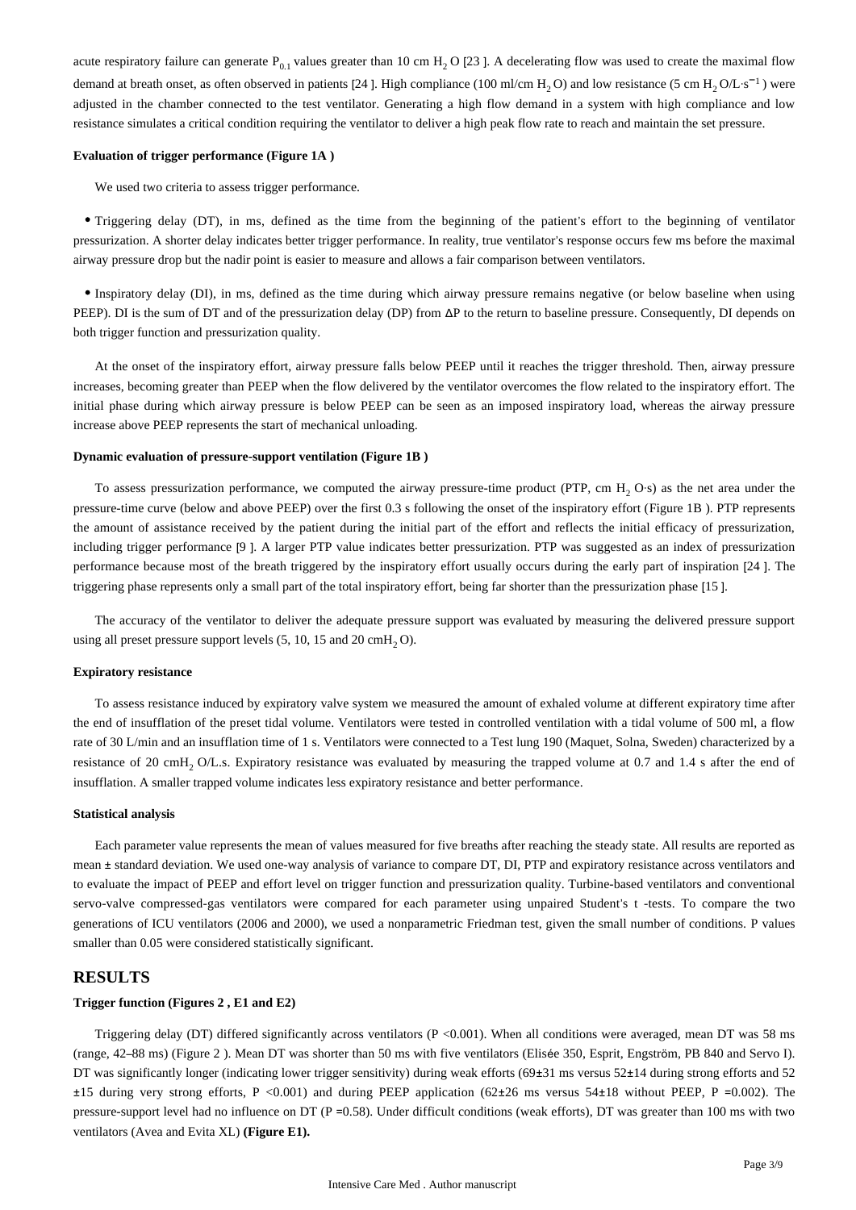acute respiratory failure can generate $P_{0.1}$ values greater than 10 cm $H_2O$ [23 ]. A decelerating flow was used to create the maximal flow demand at breath onset, as often observed in patients [24 ]. High compliance (100 ml/cm $H_2O$) and low resistance (5 cm $H_2O/L \cdot s^{-1}$ ) were adjusted in the chamber connected to the test ventilator. Generating a high flow demand in a system with high compliance and low resistance simulates a critical condition requiring the ventilator to deliver a high peak flow rate to reach and maintain the set pressure.

#### Evaluation of trigger performance (Figure 1A )

We used two criteria to assess trigger performance.

- Triggering delay (DT), in ms, defined as the time from the beginning of the patient's effort to the beginning of ventilator pressurization. A shorter delay indicates better trigger performance. In reality, true ventilator's response occurs few ms before the maximal airway pressure drop but the nadir point is easier to measure and allows a fair comparison between ventilators.

- Inspiratory delay (DI), in ms, defined as the time during which airway pressure remains negative (or below baseline when using PEEP). DI is the sum of DT and of the pressurization delay (DP) from ΔP to the return to baseline pressure. Consequently, DI depends on both trigger function and pressurization quality.

At the onset of the inspiratory effort, airway pressure falls below PEEP until it reaches the trigger threshold. Then, airway pressure increases, becoming greater than PEEP when the flow delivered by the ventilator overcomes the flow related to the inspiratory effort. The initial phase during which airway pressure is below PEEP can be seen as an imposed inspiratory load, whereas the airway pressure increase above PEEP represents the start of mechanical unloading.

#### Dynamic evaluation of pressure-support ventilation (Figure 1B )

To assess pressurization performance, we computed the airway pressure-time product (PTP, cm $H_2O \cdot s$) as the net area under the pressure-time curve (below and above PEEP) over the first 0.3 s following the onset of the inspiratory effort (Figure 1B ). PTP represents the amount of assistance received by the patient during the initial part of the effort and reflects the initial efficacy of pressurization, including trigger performance [9 ]. A larger PTP value indicates better pressurization. PTP was suggested as an index of pressurization performance because most of the breath triggered by the inspiratory effort usually occurs during the early part of inspiration [24 ]. The triggering phase represents only a small part of the total inspiratory effort, being far shorter than the pressurization phase [15 ].

The accuracy of the ventilator to deliver the adequate pressure support was evaluated by measuring the delivered pressure support using all preset pressure support levels (5, 10, 15 and 20 cm$H_2O$).

#### Expiratory resistance

To assess resistance induced by expiratory valve system we measured the amount of exhaled volume at different expiratory time after the end of insufflation of the preset tidal volume. Ventilators were tested in controlled ventilation with a tidal volume of 500 ml, a flow rate of 30 L/min and an insufflation time of 1 s. Ventilators were connected to a Test lung 190 (Maquet, Solna, Sweden) characterized by a resistance of 20 cm$H_2O$/L.s. Expiratory resistance was evaluated by measuring the trapped volume at 0.7 and 1.4 s after the end of insufflation. A smaller trapped volume indicates less expiratory resistance and better performance.

#### Statistical analysis

Each parameter value represents the mean of values measured for five breaths after reaching the steady state. All results are reported as mean ± standard deviation. We used one-way analysis of variance to compare DT, DI, PTP and expiratory resistance across ventilators and to evaluate the impact of PEEP and effort level on trigger function and pressurization quality. Turbine-based ventilators and conventional servo-valve compressed-gas ventilators were compared for each parameter using unpaired Student's t -tests. To compare the two generations of ICU ventilators (2006 and 2000), we used a nonparametric Friedman test, given the small number of conditions. P values smaller than 0.05 were considered statistically significant.

## RESULTS

#### Trigger function (Figures 2 , E1 and E2)

Triggering delay (DT) differed significantly across ventilators ($P < 0.001$). When all conditions were averaged, mean DT was 58 ms (range, 42–88 ms) (Figure 2 ). Mean DT was shorter than 50 ms with five ventilators (Elisée 350, Esprit, Engström, PB 840 and Servo I). DT was significantly longer (indicating lower trigger sensitivity) during weak efforts (69±31 ms versus 52±14 during strong efforts and 52 ±15 during very strong efforts, $P < 0.001$) and during PEEP application (62±26 ms versus 54±18 without PEEP, $P = 0.002$). The pressure-support level had no influence on DT ($P = 0.58$). Under difficult conditions (weak efforts), DT was greater than 100 ms with two ventilators (Avea and Evita XL) **(Figure E1).**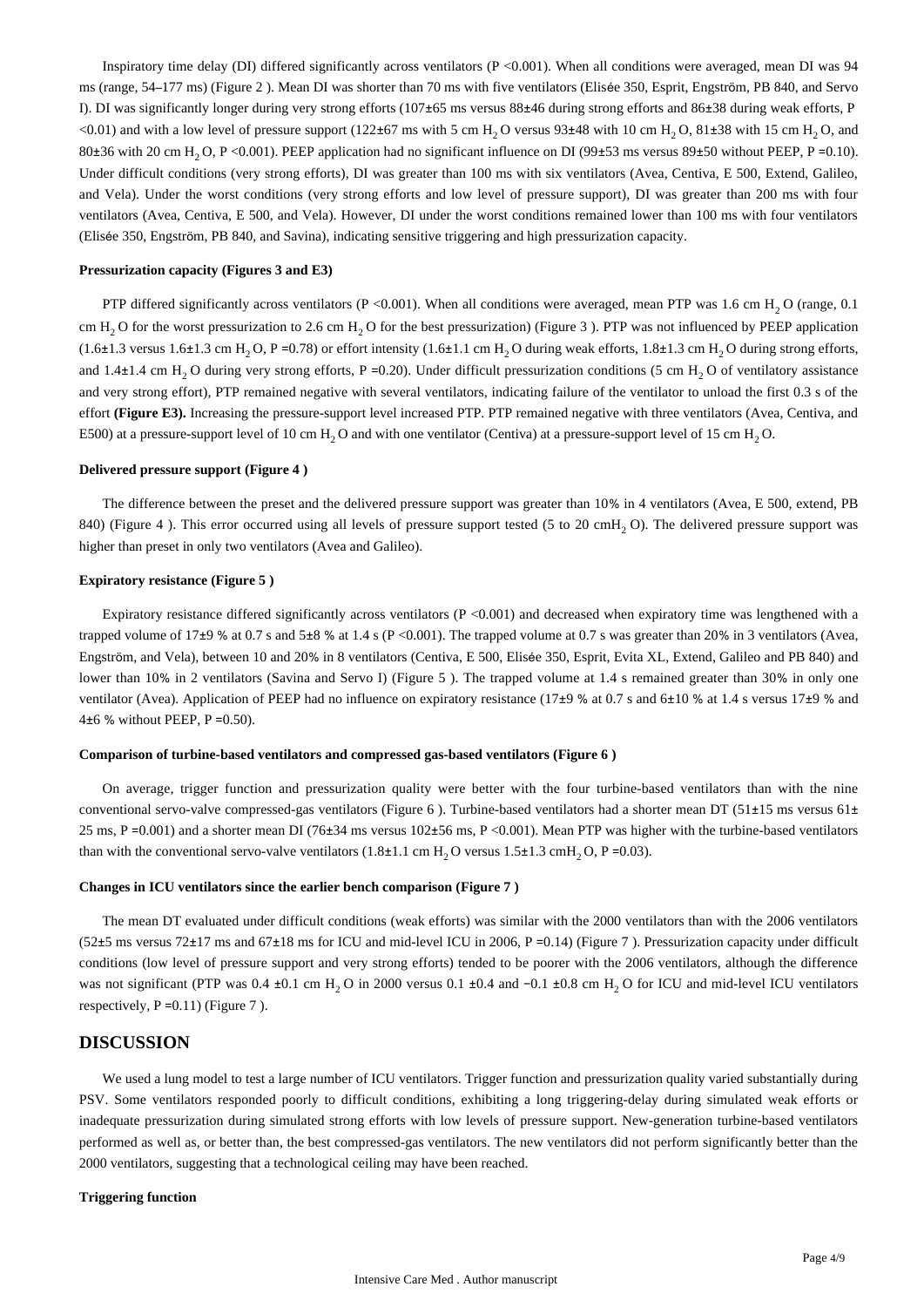Inspiratory time delay (DI) differed significantly across ventilators ($P < 0.001$). When all conditions were averaged, mean DI was 94 ms (range, 54–177 ms) (Figure 2 ). Mean DI was shorter than 70 ms with five ventilators (Elisée 350, Esprit, Engström, PB 840, and Servo I). DI was significantly longer during very strong efforts (107±65 ms versus 88±46 during strong efforts and 86±38 during weak efforts, $P < 0.01$) and with a low level of pressure support (122±67 ms with 5 cm $H_2O$ versus 93±48 with 10 cm $H_2O$, 81±38 with 15 cm $H_2O$, and 80±36 with 20 cm $H_2O$, $P < 0.001$). PEEP application had no significant influence on DI (99±53 ms versus 89±50 without PEEP, $P = 0.10$). Under difficult conditions (very strong efforts), DI was greater than 100 ms with six ventilators (Avea, Centiva, E 500, Extend, Galileo, and Vela). Under the worst conditions (very strong efforts and low level of pressure support), DI was greater than 200 ms with four ventilators (Avea, Centiva, E 500, and Vela). However, DI under the worst conditions remained lower than 100 ms with four ventilators (Elisée 350, Engström, PB 840, and Savina), indicating sensitive triggering and high pressurization capacity.

#### Pressurization capacity (Figures 3 and E3)

PTP differed significantly across ventilators ($P < 0.001$). When all conditions were averaged, mean PTP was 1.6 cm $H_2O$ (range, 0.1 cm $H_2O$ for the worst pressurization to 2.6 cm $H_2O$ for the best pressurization) (Figure 3 ). PTP was not influenced by PEEP application (1.6±1.3 versus 1.6±1.3 cm $H_2O$, $P = 0.78$) or effort intensity (1.6±1.1 cm $H_2O$ during weak efforts, 1.8±1.3 cm $H_2O$ during strong efforts, and 1.4±1.4 cm $H_2O$ during very strong efforts, $P = 0.20$). Under difficult pressurization conditions (5 cm $H_2O$ of ventilatory assistance and very strong effort), PTP remained negative with several ventilators, indicating failure of the ventilator to unload the first 0.3 s of the effort **(Figure E3).** Increasing the pressure-support level increased PTP. PTP remained negative with three ventilators (Avea, Centiva, and E500) at a pressure-support level of 10 cm $H_2O$ and with one ventilator (Centiva) at a pressure-support level of 15 cm $H_2O$.

#### Delivered pressure support (Figure 4 )

The difference between the preset and the delivered pressure support was greater than 10% in 4 ventilators (Avea, E 500, extend, PB 840) (Figure 4 ). This error occurred using all levels of pressure support tested (5 to 20 cm$H_2O$). The delivered pressure support was higher than preset in only two ventilators (Avea and Galileo).

#### Expiratory resistance (Figure 5 )

Expiratory resistance differed significantly across ventilators ($P < 0.001$) and decreased when expiratory time was lengthened with a trapped volume of 17±9 % at 0.7 s and 5±8 % at 1.4 s ($P < 0.001$). The trapped volume at 0.7 s was greater than 20% in 3 ventilators (Avea, Engström, and Vela), between 10 and 20% in 8 ventilators (Centiva, E 500, Elisée 350, Esprit, Evita XL, Extend, Galileo and PB 840) and lower than 10% in 2 ventilators (Savina and Servo I) (Figure 5 ). The trapped volume at 1.4 s remained greater than 30% in only one ventilator (Avea). Application of PEEP had no influence on expiratory resistance (17±9 % at 0.7 s and 6±10 % at 1.4 s versus 17±9 % and 4±6 % without PEEP, $P = 0.50$).

#### Comparison of turbine-based ventilators and compressed gas-based ventilators (Figure 6 )

On average, trigger function and pressurization quality were better with the four turbine-based ventilators than with the nine conventional servo-valve compressed-gas ventilators (Figure 6 ). Turbine-based ventilators had a shorter mean DT (51±15 ms versus 61±25 ms, $P = 0.001$) and a shorter mean DI (76±34 ms versus 102±56 ms, $P < 0.001$). Mean PTP was higher with the turbine-based ventilators than with the conventional servo-valve ventilators (1.8±1.1 cm $H_2O$ versus 1.5±1.3 cm$H_2O$, $P = 0.03$).

#### Changes in ICU ventilators since the earlier bench comparison (Figure 7 )

The mean DT evaluated under difficult conditions (weak efforts) was similar with the 2000 ventilators than with the 2006 ventilators (52±5 ms versus 72±17 ms and 67±18 ms for ICU and mid-level ICU in 2006, $P = 0.14$) (Figure 7 ). Pressurization capacity under difficult conditions (low level of pressure support and very strong efforts) tended to be poorer with the 2006 ventilators, although the difference was not significant (PTP was 0.4 ±0.1 cm $H_2O$ in 2000 versus 0.1 ±0.4 and −0.1 ±0.8 cm $H_2O$ for ICU and mid-level ICU ventilators respectively, $P = 0.11$) (Figure 7 ).

## DISCUSSION

We used a lung model to test a large number of ICU ventilators. Trigger function and pressurization quality varied substantially during PSV. Some ventilators responded poorly to difficult conditions, exhibiting a long triggering-delay during simulated weak efforts or inadequate pressurization during simulated strong efforts with low levels of pressure support. New-generation turbine-based ventilators performed as well as, or better than, the best compressed-gas ventilators. The new ventilators did not perform significantly better than the 2000 ventilators, suggesting that a technological ceiling may have been reached.

#### Triggering function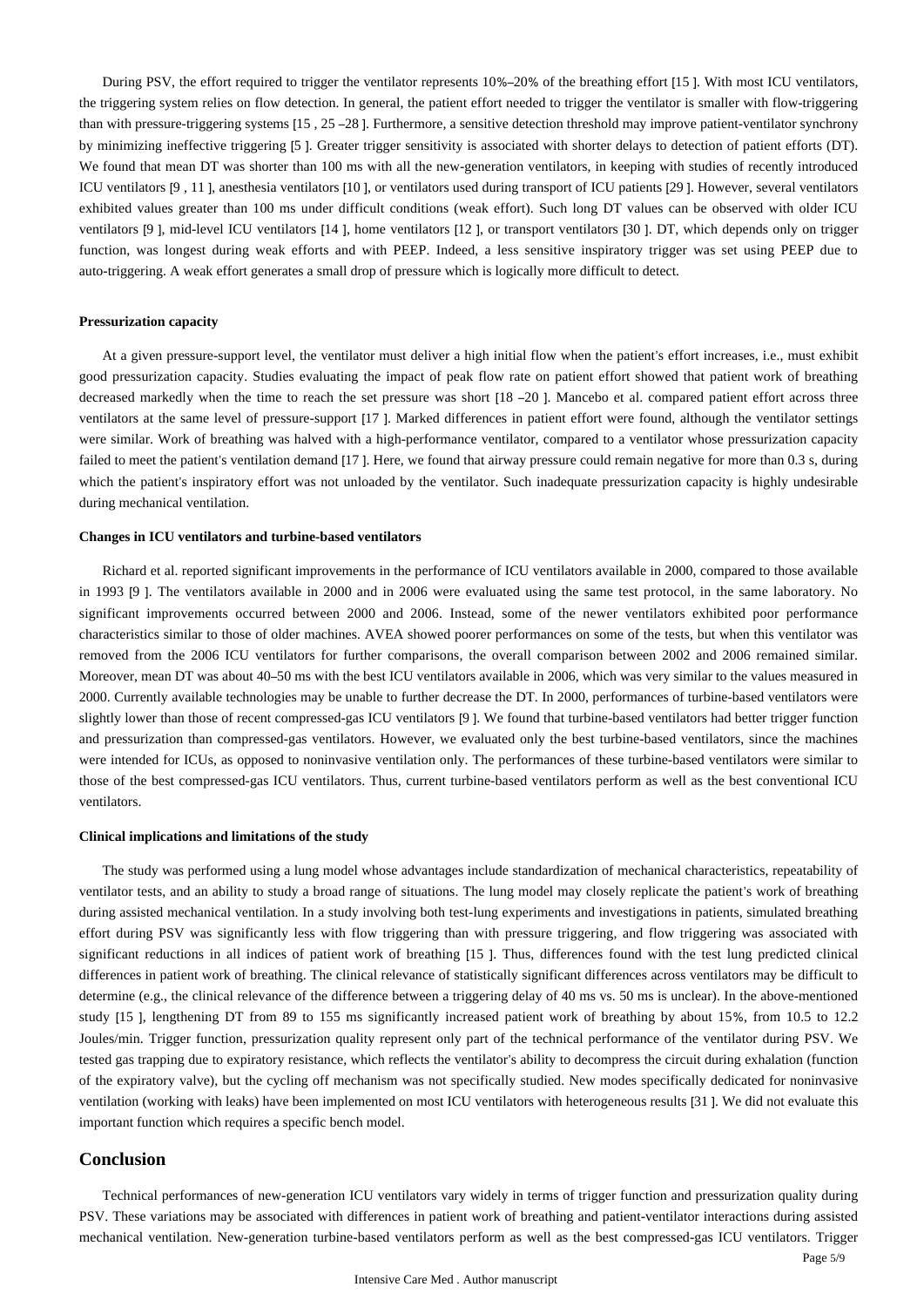During PSV, the effort required to trigger the ventilator represents 10%–20% of the breathing effort [15 ]. With most ICU ventilators, the triggering system relies on flow detection. In general, the patient effort needed to trigger the ventilator is smaller with flow-triggering than with pressure-triggering systems [15 , 25 –28 ]. Furthermore, a sensitive detection threshold may improve patient-ventilator synchrony by minimizing ineffective triggering [5 ]. Greater trigger sensitivity is associated with shorter delays to detection of patient efforts (DT). We found that mean DT was shorter than 100 ms with all the new-generation ventilators, in keeping with studies of recently introduced ICU ventilators [9 , 11 ], anesthesia ventilators [10 ], or ventilators used during transport of ICU patients [29 ]. However, several ventilators exhibited values greater than 100 ms under difficult conditions (weak effort). Such long DT values can be observed with older ICU ventilators [9 ], mid-level ICU ventilators [14 ], home ventilators [12 ], or transport ventilators [30 ]. DT, which depends only on trigger function, was longest during weak efforts and with PEEP. Indeed, a less sensitive inspiratory trigger was set using PEEP due to auto-triggering. A weak effort generates a small drop of pressure which is logically more difficult to detect.

#### Pressurization capacity

At a given pressure-support level, the ventilator must deliver a high initial flow when the patient's effort increases, i.e., must exhibit good pressurization capacity. Studies evaluating the impact of peak flow rate on patient effort showed that patient work of breathing decreased markedly when the time to reach the set pressure was short [18 –20 ]. Mancebo et al. compared patient effort across three ventilators at the same level of pressure-support [17 ]. Marked differences in patient effort were found, although the ventilator settings were similar. Work of breathing was halved with a high-performance ventilator, compared to a ventilator whose pressurization capacity failed to meet the patient's ventilation demand [17 ]. Here, we found that airway pressure could remain negative for more than 0.3 s, during which the patient's inspiratory effort was not unloaded by the ventilator. Such inadequate pressurization capacity is highly undesirable during mechanical ventilation.

#### Changes in ICU ventilators and turbine-based ventilators

Richard et al. reported significant improvements in the performance of ICU ventilators available in 2000, compared to those available in 1993 [9 ]. The ventilators available in 2000 and in 2006 were evaluated using the same test protocol, in the same laboratory. No significant improvements occurred between 2000 and 2006. Instead, some of the newer ventilators exhibited poor performance characteristics similar to those of older machines. AVEA showed poorer performances on some of the tests, but when this ventilator was removed from the 2006 ICU ventilators for further comparisons, the overall comparison between 2002 and 2006 remained similar. Moreover, mean DT was about 40–50 ms with the best ICU ventilators available in 2006, which was very similar to the values measured in 2000. Currently available technologies may be unable to further decrease the DT. In 2000, performances of turbine-based ventilators were slightly lower than those of recent compressed-gas ICU ventilators [9 ]. We found that turbine-based ventilators had better trigger function and pressurization than compressed-gas ventilators. However, we evaluated only the best turbine-based ventilators, since the machines were intended for ICUs, as opposed to noninvasive ventilation only. The performances of these turbine-based ventilators were similar to those of the best compressed-gas ICU ventilators. Thus, current turbine-based ventilators perform as well as the best conventional ICU ventilators.

#### Clinical implications and limitations of the study

The study was performed using a lung model whose advantages include standardization of mechanical characteristics, repeatability of ventilator tests, and an ability to study a broad range of situations. The lung model may closely replicate the patient's work of breathing during assisted mechanical ventilation. In a study involving both test-lung experiments and investigations in patients, simulated breathing effort during PSV was significantly less with flow triggering than with pressure triggering, and flow triggering was associated with significant reductions in all indices of patient work of breathing [15 ]. Thus, differences found with the test lung predicted clinical differences in patient work of breathing. The clinical relevance of statistically significant differences across ventilators may be difficult to determine (e.g., the clinical relevance of the difference between a triggering delay of 40 ms vs. 50 ms is unclear). In the above-mentioned study [15 ], lengthening DT from 89 to 155 ms significantly increased patient work of breathing by about 15%, from 10.5 to 12.2 Joules/min. Trigger function, pressurization quality represent only part of the technical performance of the ventilator during PSV. We tested gas trapping due to expiratory resistance, which reflects the ventilator's ability to decompress the circuit during exhalation (function of the expiratory valve), but the cycling off mechanism was not specifically studied. New modes specifically dedicated for noninvasive ventilation (working with leaks) have been implemented on most ICU ventilators with heterogeneous results [31 ]. We did not evaluate this important function which requires a specific bench model.

## Conclusion

Technical performances of new-generation ICU ventilators vary widely in terms of trigger function and pressurization quality during PSV. These variations may be associated with differences in patient work of breathing and patient-ventilator interactions during assisted mechanical ventilation. New-generation turbine-based ventilators perform as well as the best compressed-gas ICU ventilators. Trigger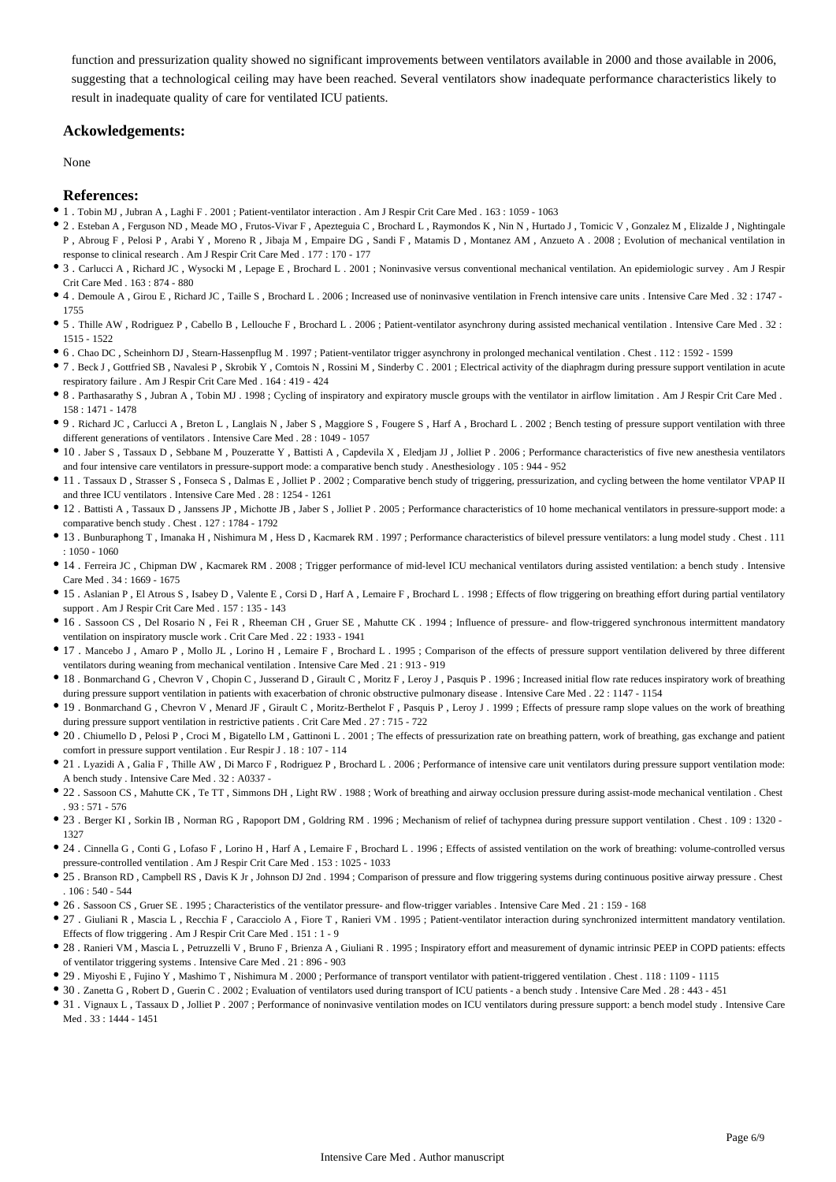function and pressurization quality showed no significant improvements between ventilators available in 2000 and those available in 2006, suggesting that a technological ceiling may have been reached. Several ventilators show inadequate performance characteristics likely to result in inadequate quality of care for ventilated ICU patients.

## Ackowledgements:

None

## References:

- 1 . Tobin MJ , Jubran A , Laghi F . 2001 ; Patient-ventilator interaction . Am J Respir Crit Care Med . 163 : 1059 - 1063
- 2 . Esteban A , Ferguson ND , Meade MO , Frutos-Vivar F , Apezteguia C , Brochard L , Raymondos K , Nin N , Hurtado J , Tomicic V , Gonzalez M , Elizalde J , Nightingale P , Abroug F , Pelosi P , Arabi Y , Moreno R , Jibaja M , Empaire DG , Sandi F , Matamis D , Montanez AM , Anzueto A . 2008 ; Evolution of mechanical ventilation in response to clinical research . Am J Respir Crit Care Med . 177 : 170 - 177
- 3 . Carlucci A , Richard JC , Wysocki M , Lepage E , Brochard L . 2001 ; Noninvasive versus conventional mechanical ventilation. An epidemiologic survey . Am J Respir Crit Care Med . 163 : 874 - 880
- 4 . Demoule A , Girou E , Richard JC , Taille S , Brochard L . 2006 ; Increased use of noninvasive ventilation in French intensive care units . Intensive Care Med . 32 : 1747 - 1755
- 5 . Thille AW , Rodriguez P , Cabello B , Lellouche F , Brochard L . 2006 ; Patient-ventilator asynchrony during assisted mechanical ventilation . Intensive Care Med . 32 : 1515 - 1522
- 6 . Chao DC , Scheinhorn DJ , Stearn-Hassenpflug M . 1997 ; Patient-ventilator trigger asynchrony in prolonged mechanical ventilation . Chest . 112 : 1592 - 1599
- 7 . Beck J , Gottfried SB , Navalesi P , Skrobik Y , Comtois N , Rossini M , Sinderby C . 2001 ; Electrical activity of the diaphragm during pressure support ventilation in acute respiratory failure . Am J Respir Crit Care Med . 164 : 419 - 424
- 8 . Parthasarathy S , Jubran A , Tobin MJ . 1998 ; Cycling of inspiratory and expiratory muscle groups with the ventilator in airflow limitation . Am J Respir Crit Care Med . 158 : 1471 - 1478
- 9 . Richard JC , Carlucci A , Breton L , Langlais N , Jaber S , Maggiore S , Fougere S , Harf A , Brochard L . 2002 ; Bench testing of pressure support ventilation with three different generations of ventilators . Intensive Care Med . 28 : 1049 - 1057
- 10 . Jaber S , Tassaux D , Sebbane M , Pouzeratte Y , Battisti A , Capdevila X , Eledjam JJ , Jolliet P . 2006 ; Performance characteristics of five new anesthesia ventilators and four intensive care ventilators in pressure-support mode: a comparative bench study . Anesthesiology . 105 : 944 - 952
- 11 . Tassaux D , Strasser S , Fonseca S , Dalmas E , Jolliet P . 2002 ; Comparative bench study of triggering, pressurization, and cycling between the home ventilator VPAP II and three ICU ventilators . Intensive Care Med . 28 : 1254 - 1261
- 12 . Battisti A , Tassaux D , Janssens JP , Michotte JB , Jaber S , Jolliet P . 2005 ; Performance characteristics of 10 home mechanical ventilators in pressure-support mode: a comparative bench study . Chest . 127 : 1784 - 1792
- 13 . Bunburaphong T , Imanaka H , Nishimura M , Hess D , Kacmarek RM . 1997 ; Performance characteristics of bilevel pressure ventilators: a lung model study . Chest . 111 : 1050 - 1060
- 14 . Ferreira JC , Chipman DW , Kacmarek RM . 2008 ; Trigger performance of mid-level ICU mechanical ventilators during assisted ventilation: a bench study . Intensive Care Med . 34 : 1669 - 1675
- 15 . Aslanian P , El Atrous S , Isabey D , Valente E , Corsi D , Harf A , Lemaire F , Brochard L . 1998 ; Effects of flow triggering on breathing effort during partial ventilatory support . Am J Respir Crit Care Med . 157 : 135 - 143
- 16 . Sassoon CS , Del Rosario N , Fei R , Rheeman CH , Gruer SE , Mahutte CK . 1994 ; Influence of pressure- and flow-triggered synchronous intermittent mandatory ventilation on inspiratory muscle work . Crit Care Med . 22 : 1933 - 1941
- 17 . Mancebo J , Amaro P , Mollo JL , Lorino H , Lemaire F , Brochard L . 1995 ; Comparison of the effects of pressure support ventilation delivered by three different ventilators during weaning from mechanical ventilation . Intensive Care Med . 21 : 913 - 919
- 18 . Bonmarchand G , Chevron V , Chopin C , Jusserand D , Girault C , Moritz F , Leroy J , Pasquis P . 1996 ; Increased initial flow rate reduces inspiratory work of breathing during pressure support ventilation in patients with exacerbation of chronic obstructive pulmonary disease . Intensive Care Med . 22 : 1147 - 1154
- 19 . Bonmarchand G , Chevron V , Menard JF , Girault C , Moritz-Berthelot F , Pasquis P , Leroy J . 1999 ; Effects of pressure ramp slope values on the work of breathing during pressure support ventilation in restrictive patients . Crit Care Med . 27 : 715 - 722
- 20 . Chiumello D , Pelosi P , Croci M , Bigatello LM , Gattinoni L . 2001 ; The effects of pressurization rate on breathing pattern, work of breathing, gas exchange and patient comfort in pressure support ventilation . Eur Respir J . 18 : 107 - 114
- 21 . Lyazidi A , Galia F , Thille AW , Di Marco F , Rodriguez P , Brochard L . 2006 ; Performance of intensive care unit ventilators during pressure support ventilation mode: A bench study . Intensive Care Med . 32 : A0337 -
- 22 . Sassoon CS , Mahutte CK , Te TT , Simmons DH , Light RW . 1988 ; Work of breathing and airway occlusion pressure during assist-mode mechanical ventilation . Chest . 93 : 571 - 576
- 23 . Berger KI , Sorkin IB , Norman RG , Rapoport DM , Goldring RM . 1996 ; Mechanism of relief of tachypnea during pressure support ventilation . Chest . 109 : 1320 - 1327
- 24 . Cinnella G , Conti G , Lofaso F , Lorino H , Harf A , Lemaire F , Brochard L . 1996 ; Effects of assisted ventilation on the work of breathing: volume-controlled versus pressure-controlled ventilation . Am J Respir Crit Care Med . 153 : 1025 - 1033
- 25 . Branson RD , Campbell RS , Davis K Jr , Johnson DJ 2nd . 1994 ; Comparison of pressure and flow triggering systems during continuous positive airway pressure . Chest . 106 : 540 - 544
- 26 . Sassoon CS , Gruer SE . 1995 ; Characteristics of the ventilator pressure- and flow-trigger variables . Intensive Care Med . 21 : 159 - 168
- 27 . Giuliani R , Mascia L , Recchia F , Caracciolo A , Fiore T , Ranieri VM . 1995 ; Patient-ventilator interaction during synchronized intermittent mandatory ventilation. Effects of flow triggering . Am J Respir Crit Care Med . 151 : 1 - 9
- 28 . Ranieri VM , Mascia L , Petruzzelli V , Bruno F , Brienza A , Giuliani R . 1995 ; Inspiratory effort and measurement of dynamic intrinsic PEEP in COPD patients: effects of ventilator triggering systems . Intensive Care Med . 21 : 896 - 903
- 29 . Miyoshi E , Fujino Y , Mashimo T , Nishimura M . 2000 ; Performance of transport ventilator with patient-triggered ventilation . Chest . 118 : 1109 - 1115
- 30 . Zanetta G , Robert D , Guerin C . 2002 ; Evaluation of ventilators used during transport of ICU patients - a bench study . Intensive Care Med . 28 : 443 - 451
- 31 . Vignaux L , Tassaux D , Jolliet P . 2007 ; Performance of noninvasive ventilation modes on ICU ventilators during pressure support: a bench model study . Intensive Care Med . 33 : 1444 - 1451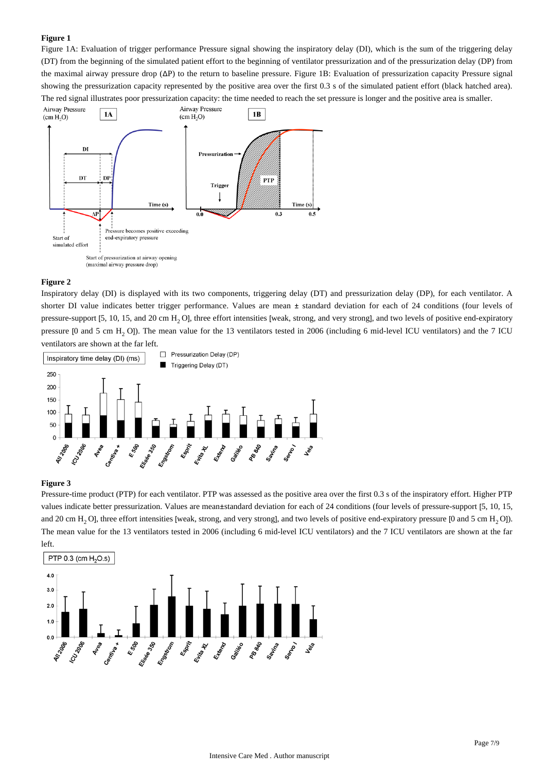**Figure 1**

Figure 1A: Evaluation of trigger performance Pressure signal showing the inspiratory delay (DI), which is the sum of the triggering delay (DT) from the beginning of the simulated patient effort to the beginning of ventilator pressurization and of the pressurization delay (DP) from the maximal airway pressure drop (ΔP) to the return to baseline pressure. Figure 1B: Evaluation of pressurization capacity Pressure signal showing the pressurization capacity represented by the positive area over the first 0.3 s of the simulated patient effort (black hatched area). The red signal illustrates poor pressurization capacity: the time needed to reach the set pressure is longer and the positive area is smaller.

**Figure 2**

Inspiratory delay (DI) is displayed with its two components, triggering delay (DT) and pressurization delay (DP), for each ventilator. A shorter DI value indicates better trigger performance. Values are mean ± standard deviation for each of 24 conditions (four levels of pressure-support [5, 10, 15, and 20 cm $H_2O$], three effort intensities [weak, strong, and very strong], and two levels of positive end-expiratory pressure [0 and 5 cm $H_2O$]). The mean value for the 13 ventilators tested in 2006 (including 6 mid-level ICU ventilators) and the 7 ICU ventilators are shown at the far left.

**Figure 3**

Pressure-time product (PTP) for each ventilator. PTP was assessed as the positive area over the first 0.3 s of the inspiratory effort. Higher PTP values indicate better pressurization. Values are mean±standard deviation for each of 24 conditions (four levels of pressure-support [5, 10, 15, and 20 cm $H_2O$], three effort intensities [weak, strong, and very strong], and two levels of positive end-expiratory pressure [0 and 5 cm $H_2O$]). The mean value for the 13 ventilators tested in 2006 (including 6 mid-level ICU ventilators) and the 7 ICU ventilators are shown at the far left.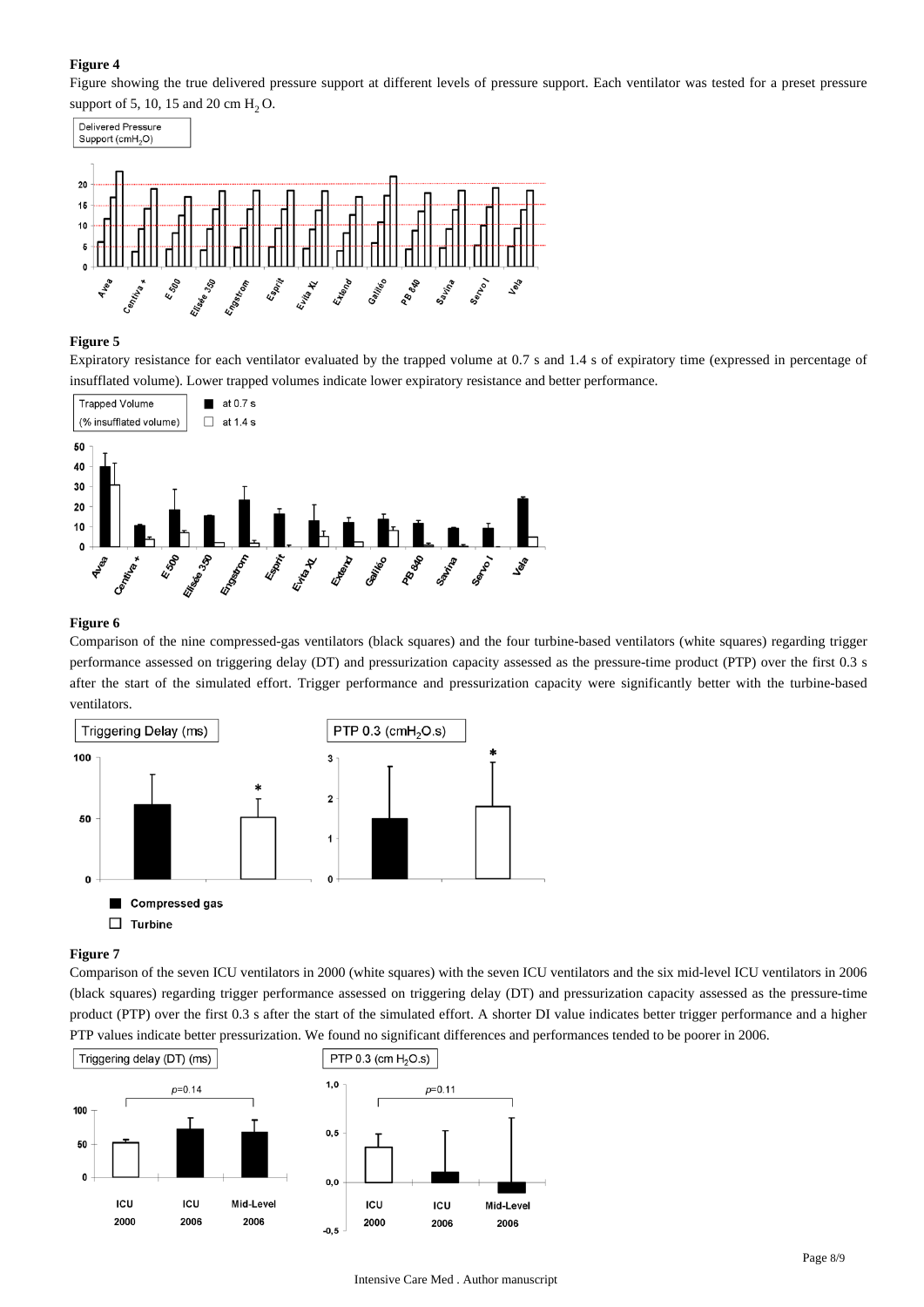**Figure 4**

Figure showing the true delivered pressure support at different levels of pressure support. Each ventilator was tested for a preset pressure support of 5, 10, 15 and 20 cm $H_2O$.

Delivered Pressure Support ($cmH_2O$)

20
15
10
5
0

Avea, Centiva +, E 500, Elisée 350, Engstrom, Esprit, Evita XL, Extend, Galiléo, PB 840, Savina, Servo I, Vela

**Figure 5**

Expiratory resistance for each ventilator evaluated by the trapped volume at 0.7 s and 1.4 s of expiratory time (expressed in percentage of insufflated volume). Lower trapped volumes indicate lower expiratory resistance and better performance.

Trapped Volume (% insufflated volume)

at 0.7 s
at 1.4 s

50
40
30
20
10
0

Avea, Centiva +, E 500, Elisée 350, Engstrom, Esprit, Evita XL, Extend, Galiléo, PB 840, Savina, Servo I, Vela

**Figure 6**

Comparison of the nine compressed-gas ventilators (black squares) and the four turbine-based ventilators (white squares) regarding trigger performance assessed on triggering delay (DT) and pressurization capacity assessed as the pressure-time product (PTP) over the first 0.3 s after the start of the simulated effort. Trigger performance and pressurization capacity were significantly better with the turbine-based ventilators.

Triggering Delay (ms)

100
50
0

*

PTP 0.3 ($cmH_2O.s$)

3
2
1
0

*

Compressed gas
Turbine

**Figure 7**

Comparison of the seven ICU ventilators in 2000 (white squares) with the seven ICU ventilators and the six mid-level ICU ventilators in 2006 (black squares) regarding trigger performance assessed on triggering delay (DT) and pressurization capacity assessed as the pressure-time product (PTP) over the first 0.3 s after the start of the simulated effort. A shorter DI value indicates better trigger performance and a higher PTP values indicate better pressurization. We found no significant differences and performances tended to be poorer in 2006.

Triggering delay (DT) (ms)

$p$=0.14

100
50
0

ICU 2000, ICU 2006, Mid-Level 2006

PTP 0.3 (cm $H_2O$.s)

$p$=0.11

1,0
0,5
0,0
-0,5

ICU 2000, ICU 2006, Mid-Level 2006